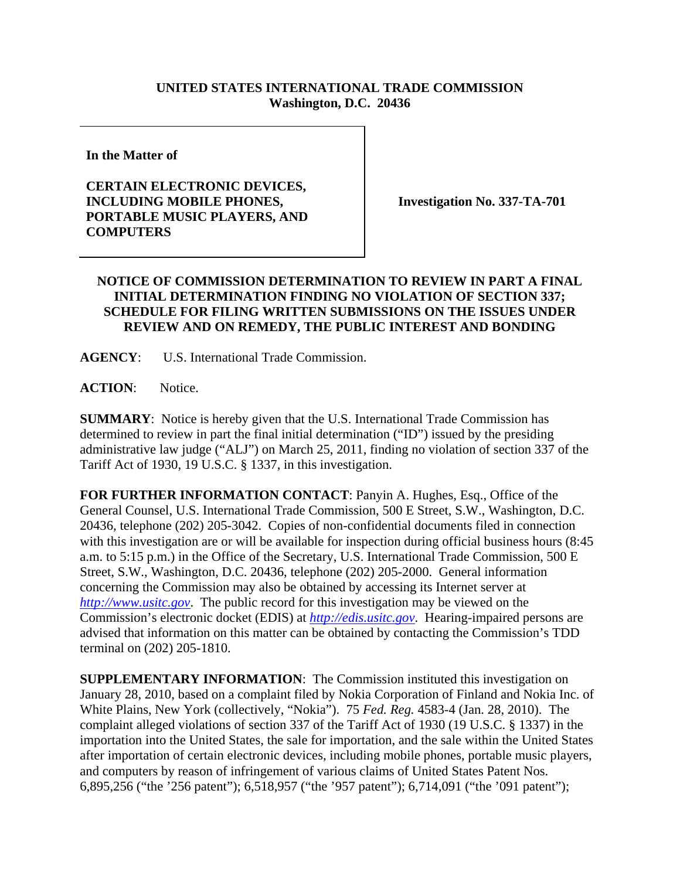**UNITED STATES INTERNATIONAL TRADE COMMISSION**
**Washington, D.C. 20436**

| **In the Matter of**<br><br>**CERTAIN ELECTRONIC DEVICES, INCLUDING MOBILE PHONES, PORTABLE MUSIC PLAYERS, AND COMPUTERS** | **Investigation No. 337-TA-701** |
|---|---|

**NOTICE OF COMMISSION DETERMINATION TO REVIEW IN PART A FINAL INITIAL DETERMINATION FINDING NO VIOLATION OF SECTION 337; SCHEDULE FOR FILING WRITTEN SUBMISSIONS ON THE ISSUES UNDER REVIEW AND ON REMEDY, THE PUBLIC INTEREST AND BONDING**

**AGENCY**: U.S. International Trade Commission.

**ACTION**: Notice.

**SUMMARY**: Notice is hereby given that the U.S. International Trade Commission has determined to review in part the final initial determination ("ID") issued by the presiding administrative law judge ("ALJ") on March 25, 2011, finding no violation of section 337 of the Tariff Act of 1930, 19 U.S.C. § 1337, in this investigation.

**FOR FURTHER INFORMATION CONTACT**: Panyin A. Hughes, Esq., Office of the General Counsel, U.S. International Trade Commission, 500 E Street, S.W., Washington, D.C. 20436, telephone (202) 205-3042. Copies of non-confidential documents filed in connection with this investigation are or will be available for inspection during official business hours (8:45 a.m. to 5:15 p.m.) in the Office of the Secretary, U.S. International Trade Commission, 500 E Street, S.W., Washington, D.C. 20436, telephone (202) 205-2000. General information concerning the Commission may also be obtained by accessing its Internet server at *http://www.usitc.gov*. The public record for this investigation may be viewed on the Commission's electronic docket (EDIS) at *http://edis.usitc.gov*. Hearing-impaired persons are advised that information on this matter can be obtained by contacting the Commission's TDD terminal on (202) 205-1810.

**SUPPLEMENTARY INFORMATION**: The Commission instituted this investigation on January 28, 2010, based on a complaint filed by Nokia Corporation of Finland and Nokia Inc. of White Plains, New York (collectively, "Nokia"). 75 *Fed. Reg.* 4583-4 (Jan. 28, 2010). The complaint alleged violations of section 337 of the Tariff Act of 1930 (19 U.S.C. § 1337) in the importation into the United States, the sale for importation, and the sale within the United States after importation of certain electronic devices, including mobile phones, portable music players, and computers by reason of infringement of various claims of United States Patent Nos. 6,895,256 ("the '256 patent"); 6,518,957 ("the '957 patent"); 6,714,091 ("the '091 patent");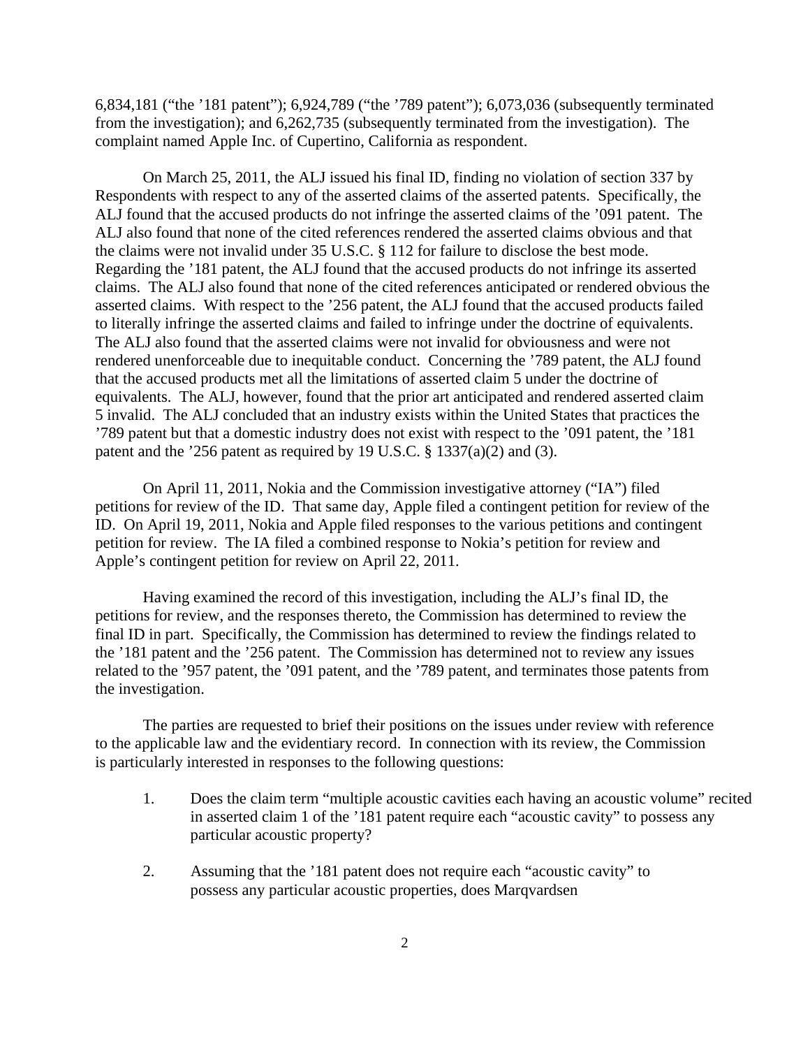6,834,181 (“the ’181 patent”); 6,924,789 (“the ’789 patent”); 6,073,036 (subsequently terminated from the investigation); and 6,262,735 (subsequently terminated from the investigation). The complaint named Apple Inc. of Cupertino, California as respondent.

On March 25, 2011, the ALJ issued his final ID, finding no violation of section 337 by Respondents with respect to any of the asserted claims of the asserted patents. Specifically, the ALJ found that the accused products do not infringe the asserted claims of the ’091 patent. The ALJ also found that none of the cited references rendered the asserted claims obvious and that the claims were not invalid under 35 U.S.C. § 112 for failure to disclose the best mode. Regarding the ’181 patent, the ALJ found that the accused products do not infringe its asserted claims. The ALJ also found that none of the cited references anticipated or rendered obvious the asserted claims. With respect to the ’256 patent, the ALJ found that the accused products failed to literally infringe the asserted claims and failed to infringe under the doctrine of equivalents. The ALJ also found that the asserted claims were not invalid for obviousness and were not rendered unenforceable due to inequitable conduct. Concerning the ’789 patent, the ALJ found that the accused products met all the limitations of asserted claim 5 under the doctrine of equivalents. The ALJ, however, found that the prior art anticipated and rendered asserted claim 5 invalid. The ALJ concluded that an industry exists within the United States that practices the ’789 patent but that a domestic industry does not exist with respect to the ’091 patent, the ’181 patent and the ’256 patent as required by 19 U.S.C. § 1337(a)(2) and (3).

On April 11, 2011, Nokia and the Commission investigative attorney (“IA”) filed petitions for review of the ID. That same day, Apple filed a contingent petition for review of the ID. On April 19, 2011, Nokia and Apple filed responses to the various petitions and contingent petition for review. The IA filed a combined response to Nokia’s petition for review and Apple’s contingent petition for review on April 22, 2011.

Having examined the record of this investigation, including the ALJ’s final ID, the petitions for review, and the responses thereto, the Commission has determined to review the final ID in part. Specifically, the Commission has determined to review the findings related to the ’181 patent and the ’256 patent. The Commission has determined not to review any issues related to the ’957 patent, the ’091 patent, and the ’789 patent, and terminates those patents from the investigation.

The parties are requested to brief their positions on the issues under review with reference to the applicable law and the evidentiary record. In connection with its review, the Commission is particularly interested in responses to the following questions:

1. Does the claim term “multiple acoustic cavities each having an acoustic volume” recited in asserted claim 1 of the ’181 patent require each “acoustic cavity” to possess any particular acoustic property?

2. Assuming that the ’181 patent does not require each “acoustic cavity” to possess any particular acoustic properties, does Marqvardsen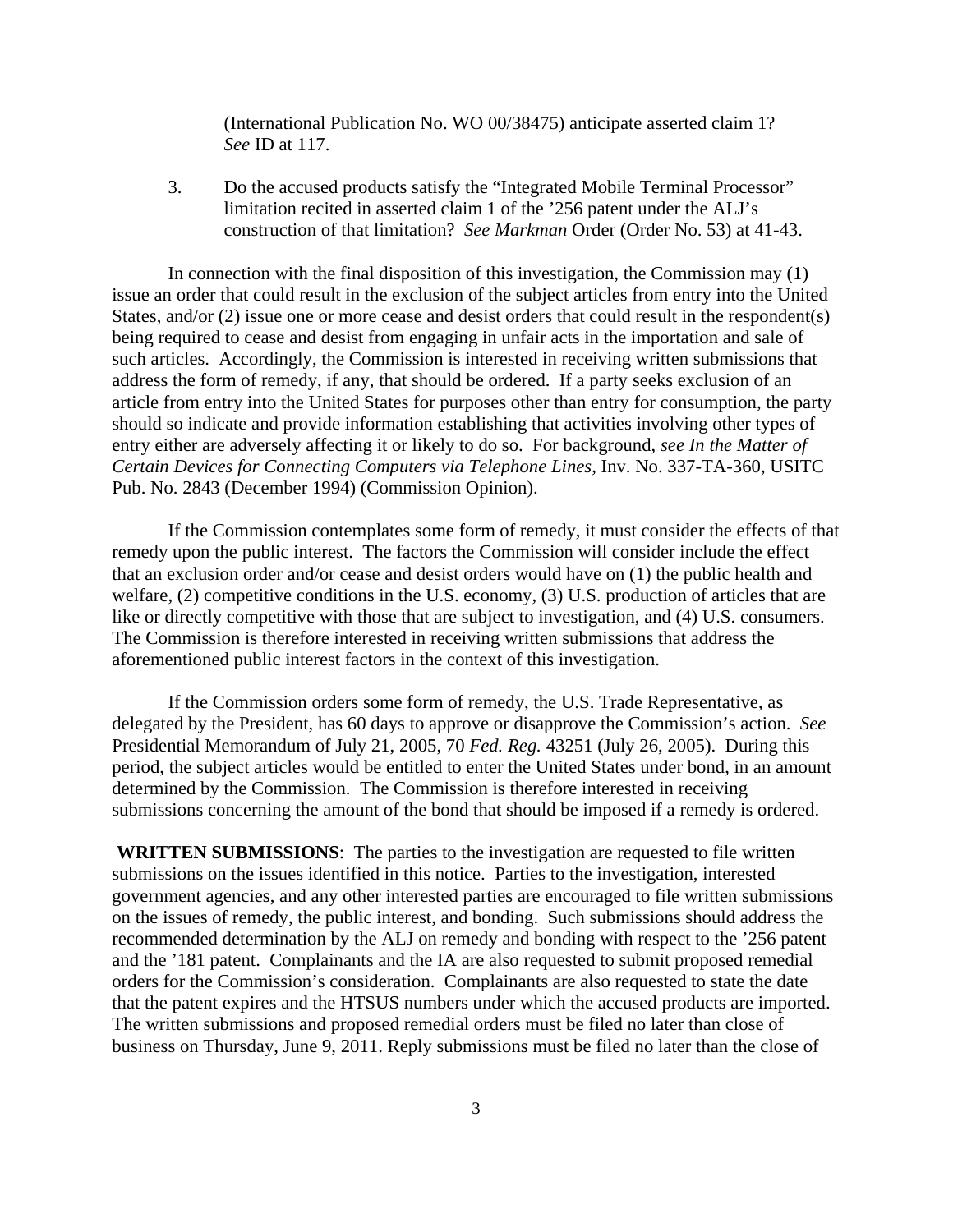(International Publication No. WO 00/38475) anticipate asserted claim 1? *See* ID at 117.

3. Do the accused products satisfy the "Integrated Mobile Terminal Processor" limitation recited in asserted claim 1 of the '256 patent under the ALJ's construction of that limitation? *See Markman* Order (Order No. 53) at 41-43.

In connection with the final disposition of this investigation, the Commission may (1) issue an order that could result in the exclusion of the subject articles from entry into the United States, and/or (2) issue one or more cease and desist orders that could result in the respondent(s) being required to cease and desist from engaging in unfair acts in the importation and sale of such articles. Accordingly, the Commission is interested in receiving written submissions that address the form of remedy, if any, that should be ordered. If a party seeks exclusion of an article from entry into the United States for purposes other than entry for consumption, the party should so indicate and provide information establishing that activities involving other types of entry either are adversely affecting it or likely to do so. For background, *see In the Matter of Certain Devices for Connecting Computers via Telephone Lines*, Inv. No. 337-TA-360, USITC Pub. No. 2843 (December 1994) (Commission Opinion).

If the Commission contemplates some form of remedy, it must consider the effects of that remedy upon the public interest. The factors the Commission will consider include the effect that an exclusion order and/or cease and desist orders would have on (1) the public health and welfare, (2) competitive conditions in the U.S. economy, (3) U.S. production of articles that are like or directly competitive with those that are subject to investigation, and (4) U.S. consumers. The Commission is therefore interested in receiving written submissions that address the aforementioned public interest factors in the context of this investigation.

If the Commission orders some form of remedy, the U.S. Trade Representative, as delegated by the President, has 60 days to approve or disapprove the Commission's action. *See* Presidential Memorandum of July 21, 2005, 70 *Fed. Reg.* 43251 (July 26, 2005). During this period, the subject articles would be entitled to enter the United States under bond, in an amount determined by the Commission. The Commission is therefore interested in receiving submissions concerning the amount of the bond that should be imposed if a remedy is ordered.

**WRITTEN SUBMISSIONS**: The parties to the investigation are requested to file written submissions on the issues identified in this notice. Parties to the investigation, interested government agencies, and any other interested parties are encouraged to file written submissions on the issues of remedy, the public interest, and bonding. Such submissions should address the recommended determination by the ALJ on remedy and bonding with respect to the '256 patent and the '181 patent. Complainants and the IA are also requested to submit proposed remedial orders for the Commission's consideration. Complainants are also requested to state the date that the patent expires and the HTSUS numbers under which the accused products are imported. The written submissions and proposed remedial orders must be filed no later than close of business on Thursday, June 9, 2011. Reply submissions must be filed no later than the close of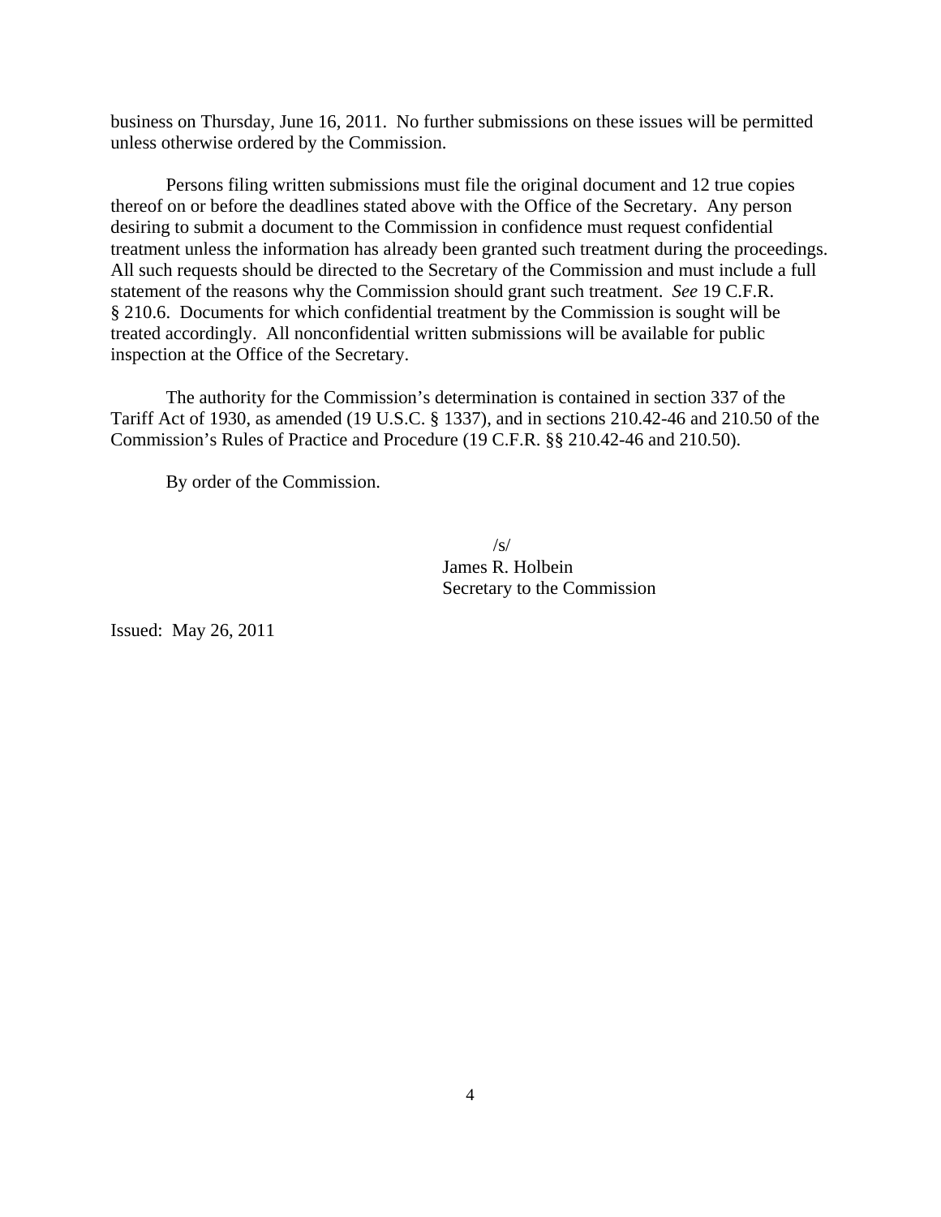business on Thursday, June 16, 2011. No further submissions on these issues will be permitted unless otherwise ordered by the Commission.

Persons filing written submissions must file the original document and 12 true copies thereof on or before the deadlines stated above with the Office of the Secretary. Any person desiring to submit a document to the Commission in confidence must request confidential treatment unless the information has already been granted such treatment during the proceedings. All such requests should be directed to the Secretary of the Commission and must include a full statement of the reasons why the Commission should grant such treatment. *See* 19 C.F.R. § 210.6. Documents for which confidential treatment by the Commission is sought will be treated accordingly. All nonconfidential written submissions will be available for public inspection at the Office of the Secretary.

The authority for the Commission's determination is contained in section 337 of the Tariff Act of 1930, as amended (19 U.S.C. § 1337), and in sections 210.42-46 and 210.50 of the Commission's Rules of Practice and Procedure (19 C.F.R. §§ 210.42-46 and 210.50).

By order of the Commission.

/s/
James R. Holbein
Secretary to the Commission

Issued: May 26, 2011